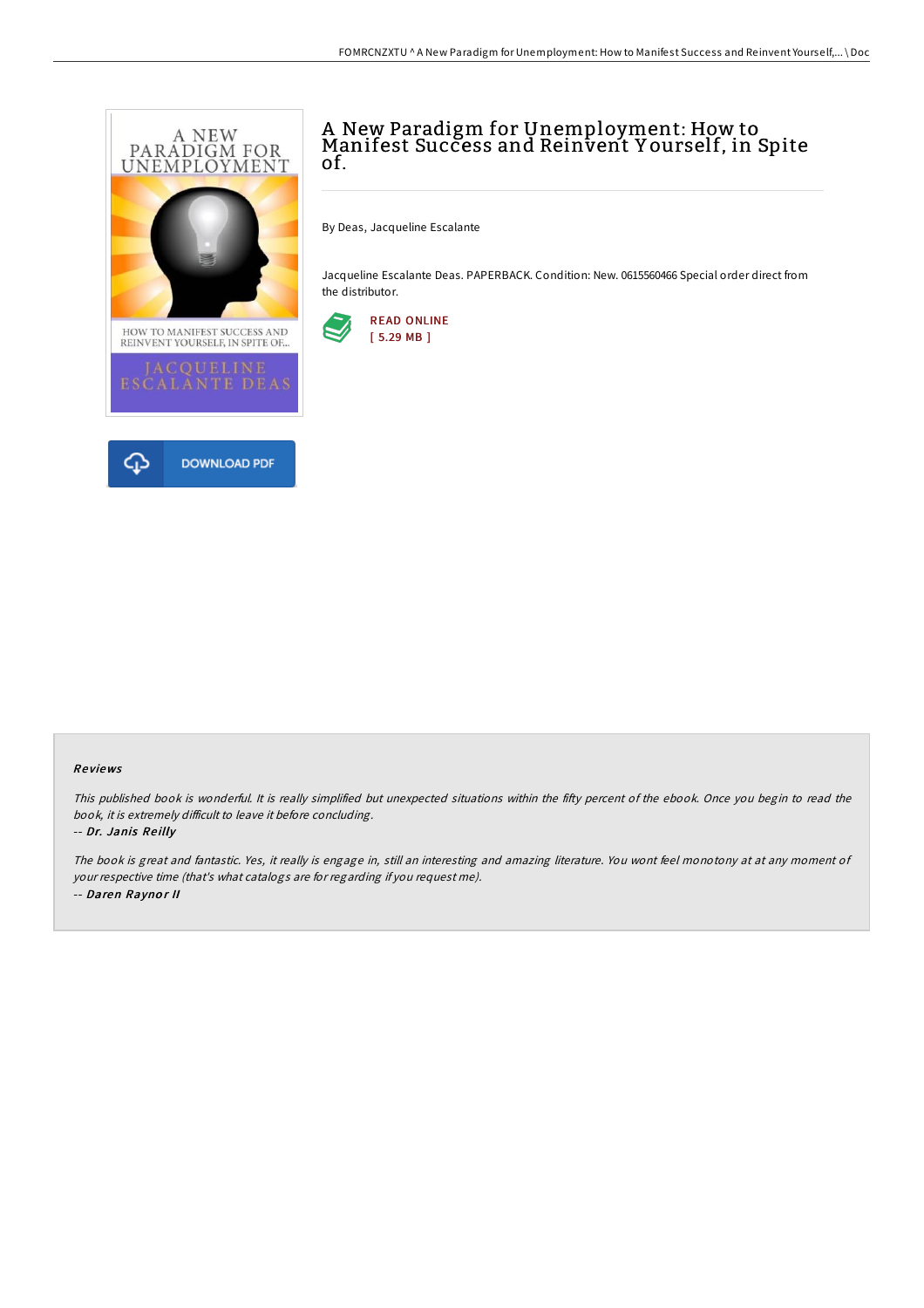# A New Paradigm for Unemployment: How to Manifest Success and Reinvent Yourself, in Spite of.

By Deas, Jacqueline Escalante

Jacqueline Escalante Deas. PAPERBACK. Condition: New. 0615560466 Special order direct from the distributor.

READ ONLINE
[ 5.29 MB ]

DOWNLOAD PDF

### Reviews

*This published book is wonderful. It is really simplified but unexpected situations within the fifty percent of the ebook. Once you begin to read the book, it is extremely difficult to leave it before concluding.*

-- ***Dr. Janis Reilly***

*The book is great and fantastic. Yes, it really is engage in, still an interesting and amazing literature. You wont feel monotony at at any moment of your respective time (that's what catalogs are for regarding if you request me).*

-- ***Daren Raynor II***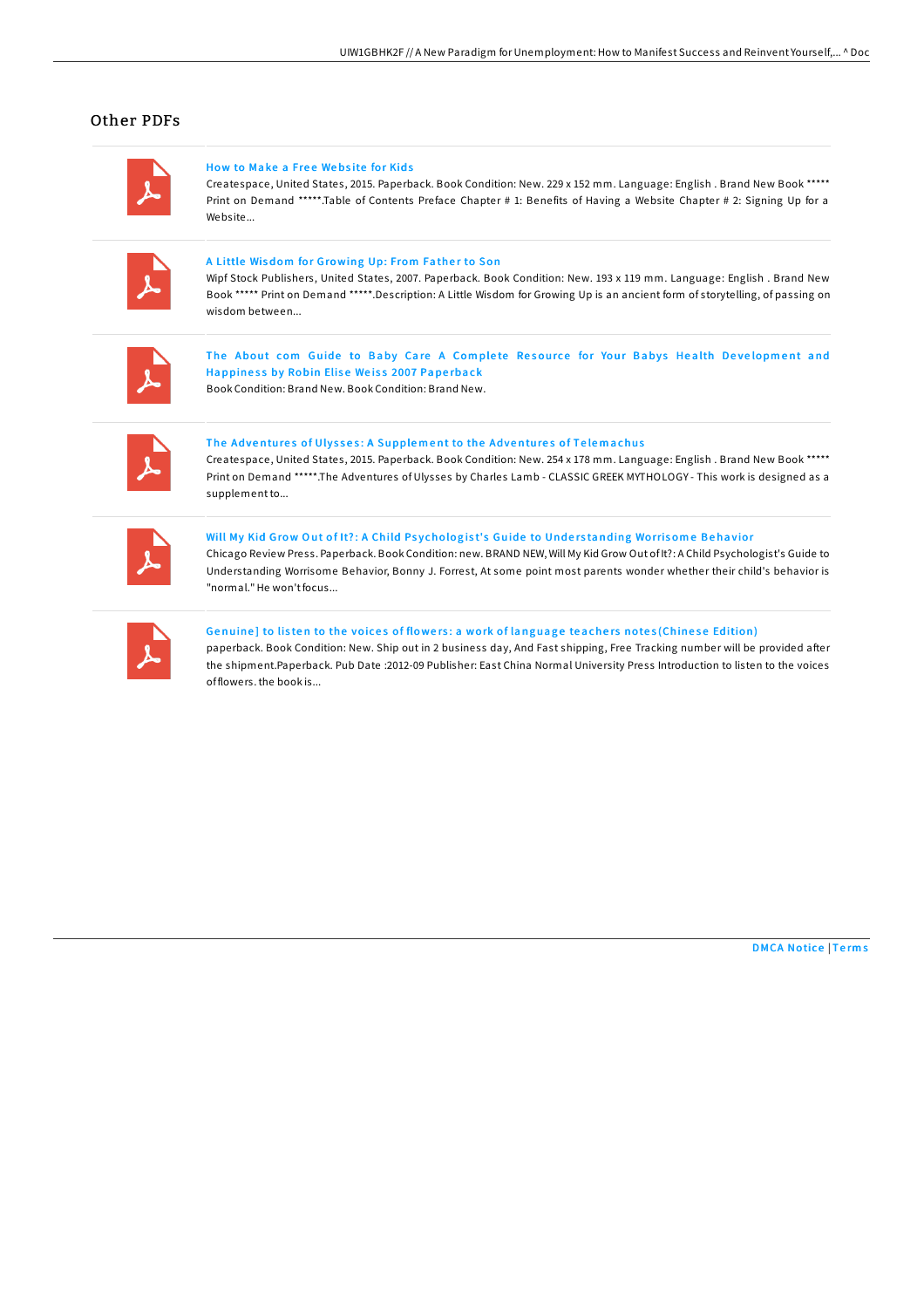## Other PDFs

### How to Make a Free Website for Kids

Createspace, United States, 2015. Paperback. Book Condition: New. 229 x 152 mm. Language: English . Brand New Book ***** Print on Demand *****.Table of Contents Preface Chapter # 1: Benefits of Having a Website Chapter # 2: Signing Up for a Website...

### A Little Wisdom for Growing Up: From Father to Son

Wipf Stock Publishers, United States, 2007. Paperback. Book Condition: New. 193 x 119 mm. Language: English . Brand New Book ***** Print on Demand *****.Description: A Little Wisdom for Growing Up is an ancient form of storytelling, of passing on wisdom between...

### The About com Guide to Baby Care A Complete Resource for Your Babys Health Development and Happiness by Robin Elise Weiss 2007 Paperback

Book Condition: Brand New. Book Condition: Brand New.

### The Adventures of Ulysses: A Supplement to the Adventures of Telemachus

Createspace, United States, 2015. Paperback. Book Condition: New. 254 x 178 mm. Language: English . Brand New Book ***** Print on Demand *****.The Adventures of Ulysses by Charles Lamb - CLASSIC GREEK MYTHOLOGY - This work is designed as a supplement to...

### Will My Kid Grow Out of It?: A Child Psychologist's Guide to Understanding Worrisome Behavior

Chicago Review Press. Paperback. Book Condition: new. BRAND NEW, Will My Kid Grow Out of It?: A Child Psychologist's Guide to Understanding Worrisome Behavior, Bonny J. Forrest, At some point most parents wonder whether their child's behavior is "normal." He won't focus...

### Genuine] to listen to the voices of flowers: a work of language teachers notes(Chinese Edition)

paperback. Book Condition: New. Ship out in 2 business day, And Fast shipping, Free Tracking number will be provided after the shipment.Paperback. Pub Date :2012-09 Publisher: East China Normal University Press Introduction to listen to the voices of flowers. the book is...

DMCA Notice | Terms